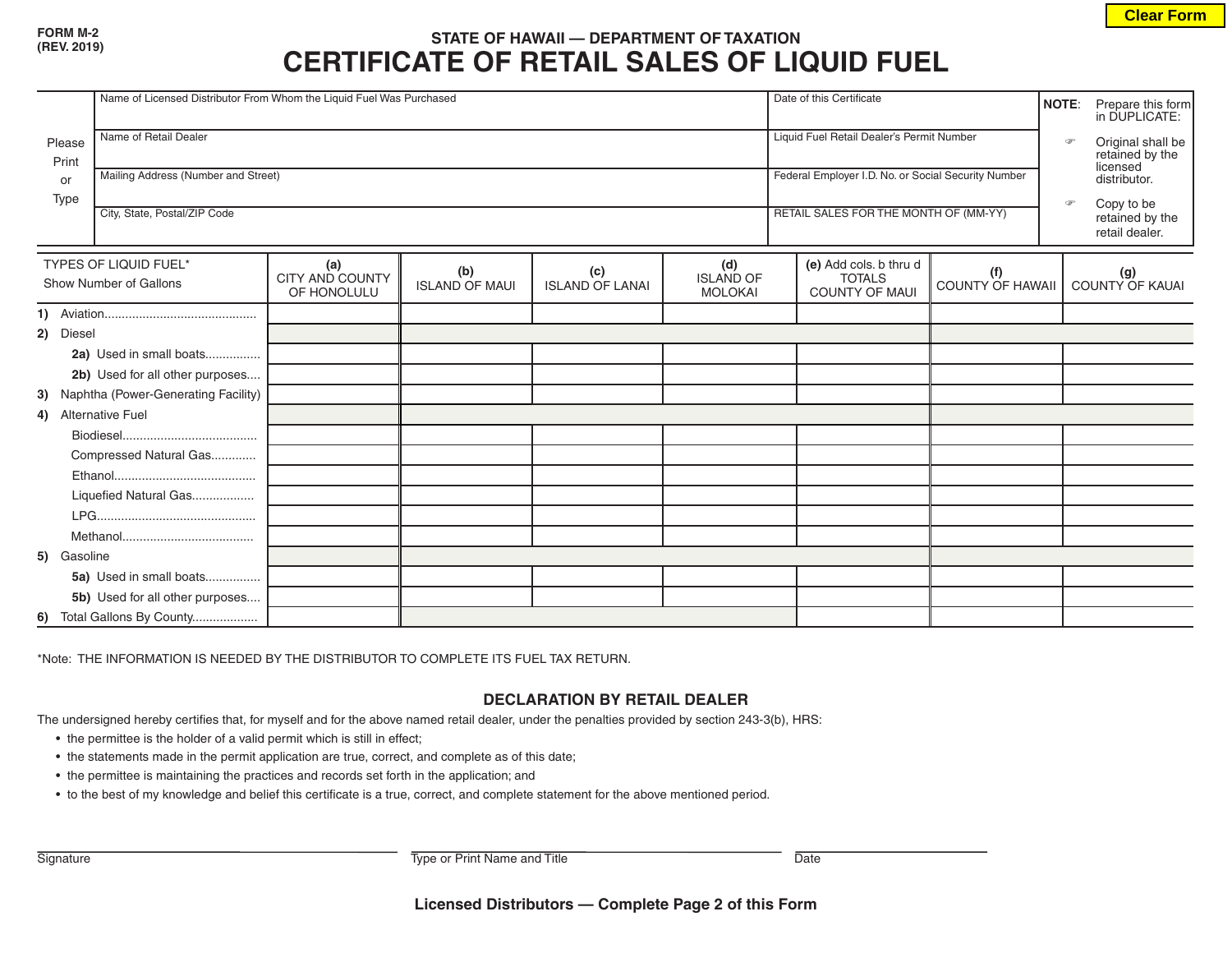FORM M-2
(REV. 2019)

STATE OF HAWAII — DEPARTMENT OF TAXATION

# CERTIFICATE OF RETAIL SALES OF LIQUID FUEL

Please Print or Type

| | |
|---|---|
| Name of Licensed Distributor From Whom the Liquid Fuel Was Purchased | Date of this Certificate |
| Name of Retail Dealer | Liquid Fuel Retail Dealer's Permit Number |
| Mailing Address (Number and Street) | Federal Employer I.D. No. or Social Security Number |
| City, State, Postal/ZIP Code | RETAIL SALES FOR THE MONTH OF (MM-YY) |

**NOTE:** Prepare this form in DUPLICATE:

- Original shall be retained by the licensed distributor.
- Copy to be retained by the retail dealer.

| TYPES OF LIQUID FUEL* Show Number of Gallons | (a) CITY AND COUNTY OF HONOLULU | (b) ISLAND OF MAUI | (c) ISLAND OF LANAI | (d) ISLAND OF MOLOKAI | (e) Add cols. b thru d TOTALS COUNTY OF MAUI | (f) COUNTY OF HAWAII | (g) COUNTY OF KAUAI |
|---|---|---|---|---|---|---|---|
| 1) Aviation | | | | | | | |
| 2) Diesel | | | | | | | |
| 2a) Used in small boats | | | | | | | |
| 2b) Used for all other purposes | | | | | | | |
| 3) Naphtha (Power-Generating Facility) | | | | | | | |
| 4) Alternative Fuel | | | | | | | |
| Biodiesel | | | | | | | |
| Compressed Natural Gas | | | | | | | |
| Ethanol | | | | | | | |
| Liquefied Natural Gas | | | | | | | |
| LPG | | | | | | | |
| Methanol | | | | | | | |
| 5) Gasoline | | | | | | | |
| 5a) Used in small boats | | | | | | | |
| 5b) Used for all other purposes | | | | | | | |
| 6) Total Gallons By County | | | | | | | |

*Note: THE INFORMATION IS NEEDED BY THE DISTRIBUTOR TO COMPLETE ITS FUEL TAX RETURN.

## DECLARATION BY RETAIL DEALER

The undersigned hereby certifies that, for myself and for the above named retail dealer, under the penalties provided by section 243-3(b), HRS:

- the permittee is the holder of a valid permit which is still in effect;
- the statements made in the permit application are true, correct, and complete as of this date;
- the permittee is maintaining the practices and records set forth in the application; and
- to the best of my knowledge and belief this certificate is a true, correct, and complete statement for the above mentioned period.

Signature ____________________ Type or Print Name and Title ____________________ Date ____________________

**Licensed Distributors — Complete Page 2 of this Form**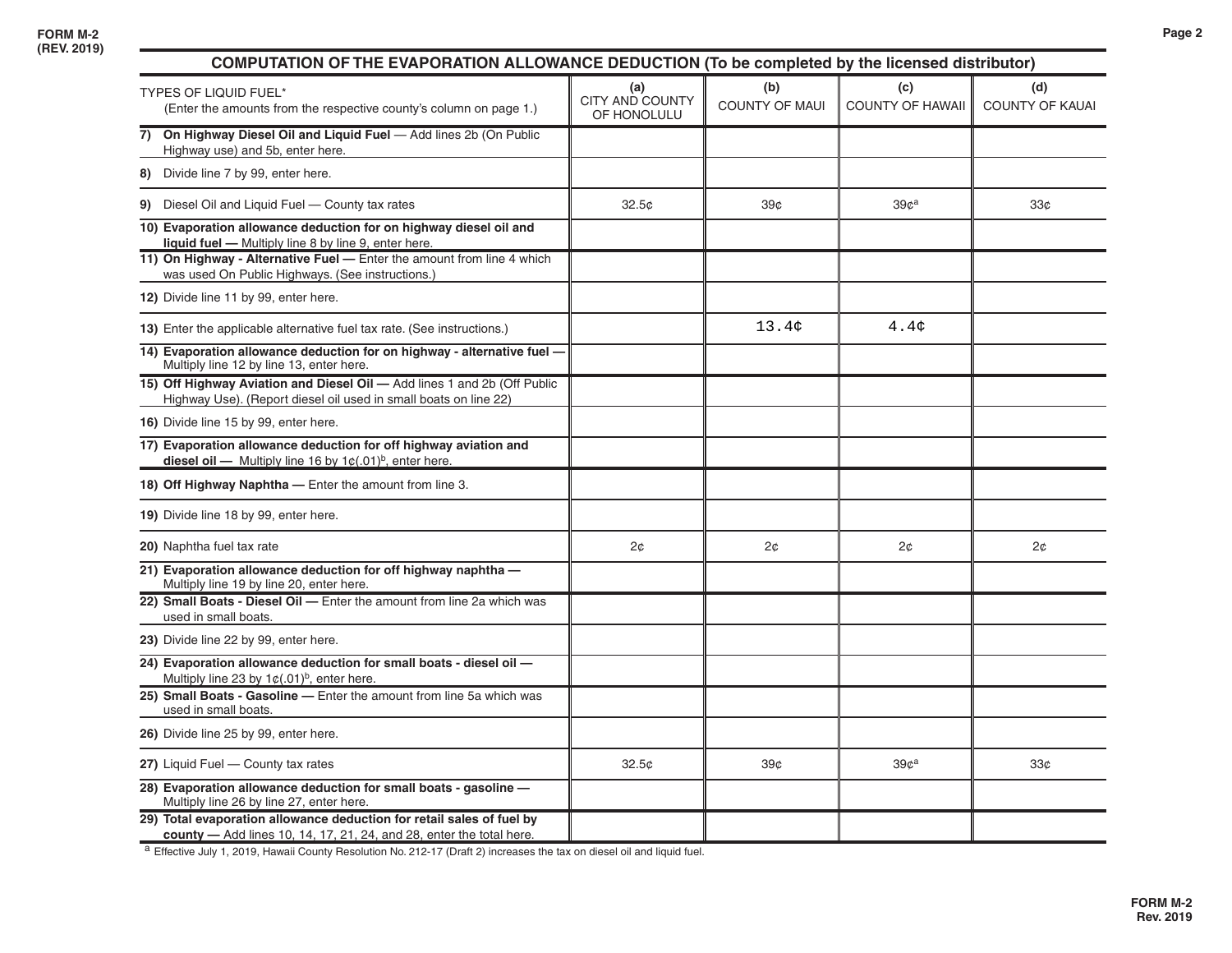## COMPUTATION OF THE EVAPORATION ALLOWANCE DEDUCTION (To be completed by the licensed distributor)

| TYPES OF LIQUID FUEL* (Enter the amounts from the respective county's column on page 1.) | (a) CITY AND COUNTY OF HONOLULU | (b) COUNTY OF MAUI | (c) COUNTY OF HAWAII | (d) COUNTY OF KAUAI |
|---|---|---|---|---|
| **7) On Highway Diesel Oil and Liquid Fuel** — Add lines 2b (On Public Highway use) and 5b, enter here. | | | | |
| **8)** Divide line 7 by 99, enter here. | | | | |
| **9)** Diesel Oil and Liquid Fuel — County tax rates | 32.5¢ | 39¢ | 39¢[a] | 33¢ |
| **10) Evaporation allowance deduction for on highway diesel oil and liquid fuel —** Multiply line 8 by line 9, enter here. | | | | |
| **11) On Highway - Alternative Fuel —** Enter the amount from line 4 which was used On Public Highways. (See instructions.) | | | | |
| **12)** Divide line 11 by 99, enter here. | | | | |
| **13)** Enter the applicable alternative fuel tax rate. (See instructions.) | | 13.4¢ | 4.4¢ | |
| **14) Evaporation allowance deduction for on highway - alternative fuel —** Multiply line 12 by line 13, enter here. | | | | |
| **15) Off Highway Aviation and Diesel Oil —** Add lines 1 and 2b (Off Public Highway Use). (Report diesel oil used in small boats on line 22) | | | | |
| **16)** Divide line 15 by 99, enter here. | | | | |
| **17) Evaporation allowance deduction for off highway aviation and diesel oil —** Multiply line 16 by 1¢(.01)[b], enter here. | | | | |
| **18) Off Highway Naphtha —** Enter the amount from line 3. | | | | |
| **19)** Divide line 18 by 99, enter here. | | | | |
| **20)** Naphtha fuel tax rate | 2¢ | 2¢ | 2¢ | 2¢ |
| **21) Evaporation allowance deduction for off highway naphtha —** Multiply line 19 by line 20, enter here. | | | | |
| **22) Small Boats - Diesel Oil —** Enter the amount from line 2a which was used in small boats. | | | | |
| **23)** Divide line 22 by 99, enter here. | | | | |
| **24) Evaporation allowance deduction for small boats - diesel oil —** Multiply line 23 by 1¢(.01)[b], enter here. | | | | |
| **25) Small Boats - Gasoline —** Enter the amount from line 5a which was used in small boats. | | | | |
| **26)** Divide line 25 by 99, enter here. | | | | |
| **27)** Liquid Fuel — County tax rates | 32.5¢ | 39¢ | 39¢[a] | 33¢ |
| **28) Evaporation allowance deduction for small boats - gasoline —** Multiply line 26 by line 27, enter here. | | | | |
| **29) Total evaporation allowance deduction for retail sales of fuel by county —** Add lines 10, 14, 17, 21, 24, and 28, enter the total here. | | | | |

[a] Effective July 1, 2019, Hawaii County Resolution No. 212-17 (Draft 2) increases the tax on diesel oil and liquid fuel.